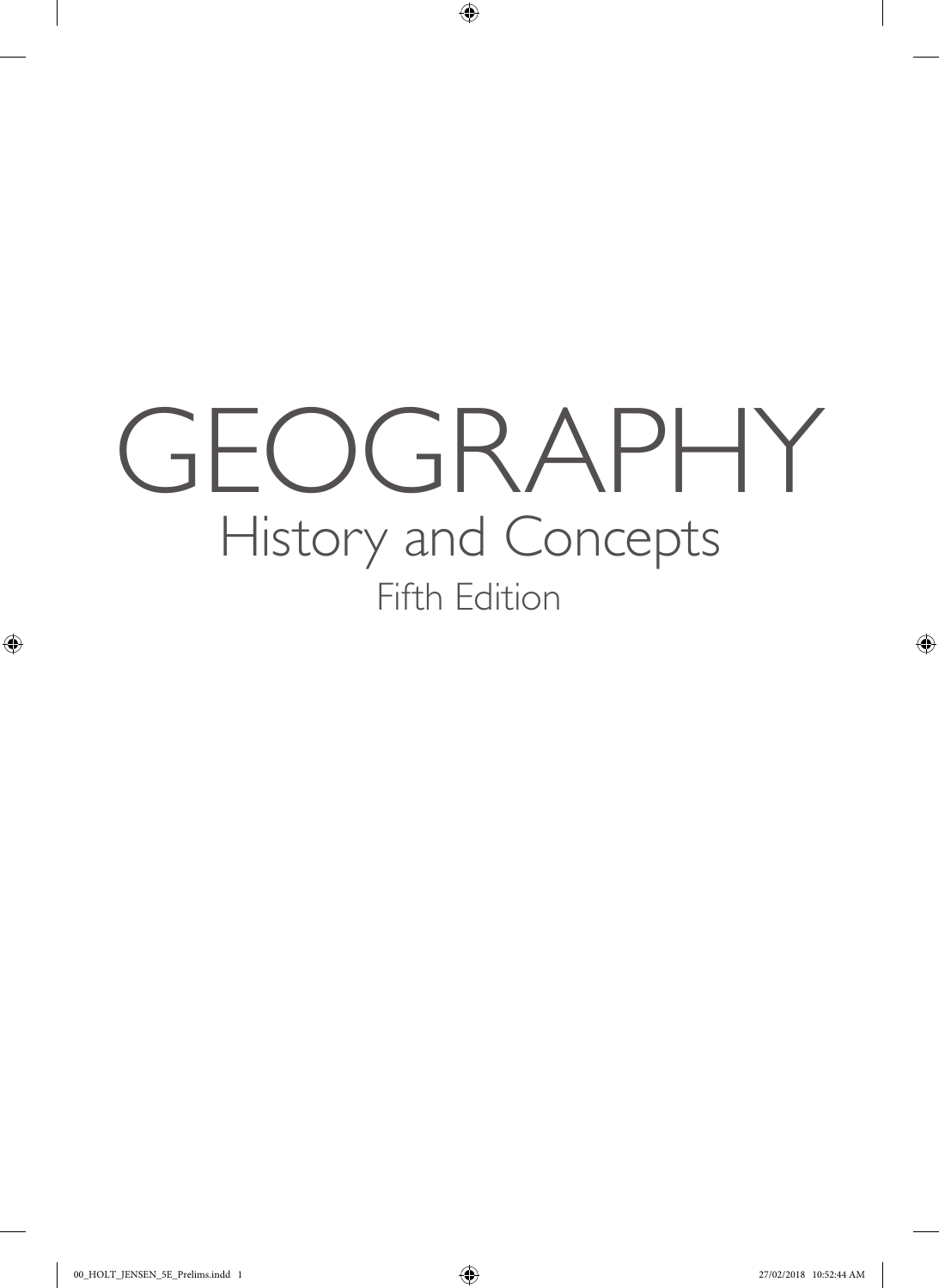# GEOGRAPHY

## History and Concepts

Fifth Edition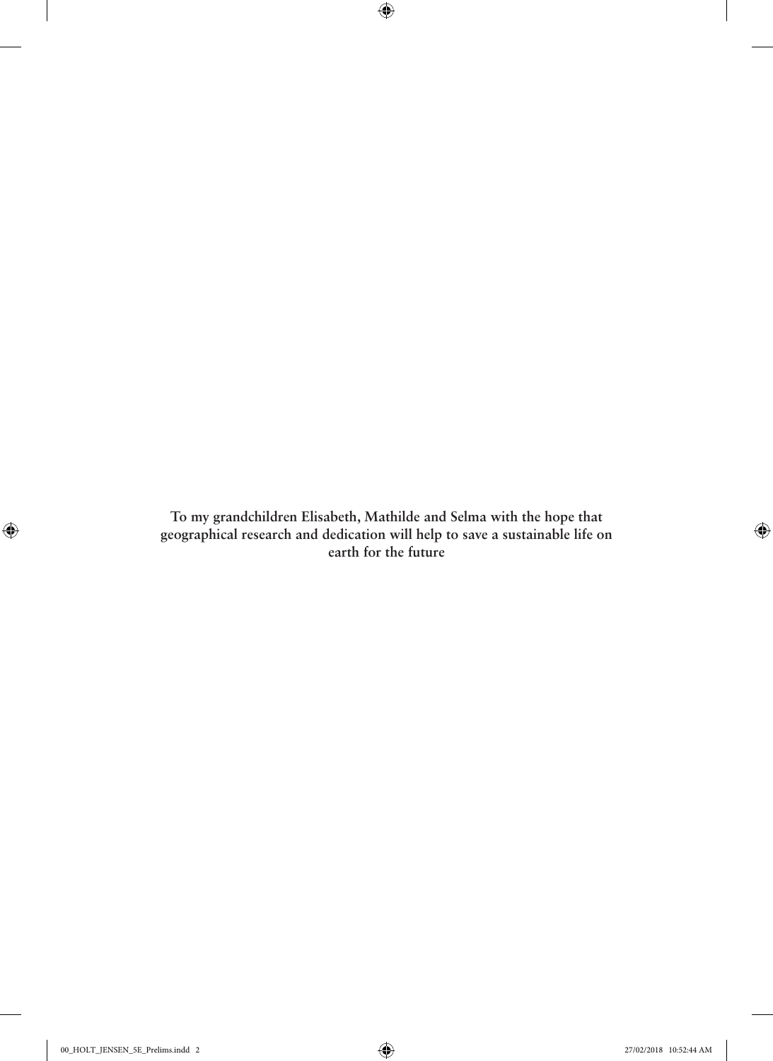**To my grandchildren Elisabeth, Mathilde and Selma with the hope that geographical research and dedication will help to save a sustainable life on earth for the future**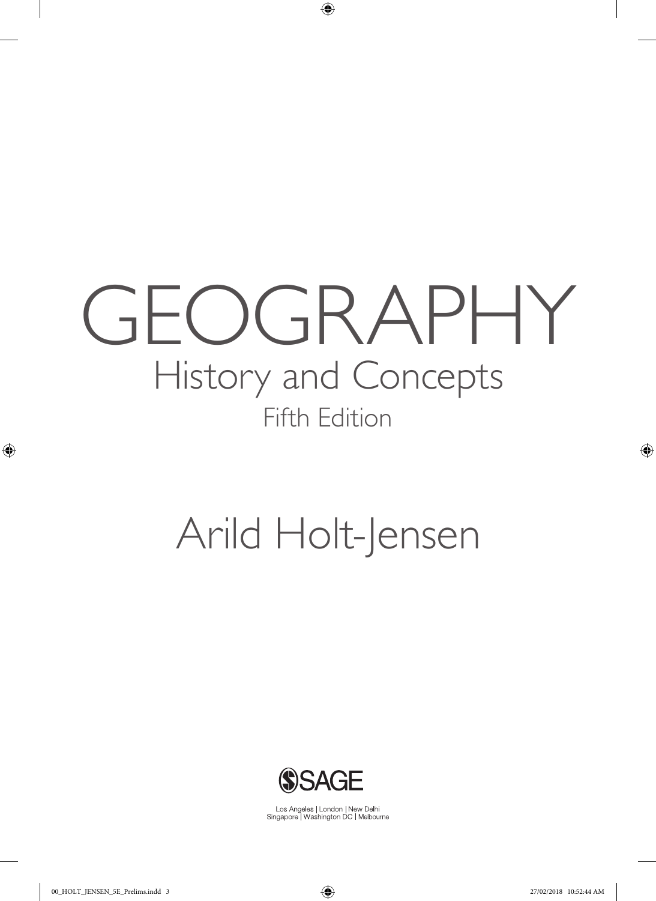# GEOGRAPHY

## History and Concepts

Fifth Edition

Arild Holt-Jensen

SAGE

Los Angeles | London | New Delhi
Singapore | Washington DC | Melbourne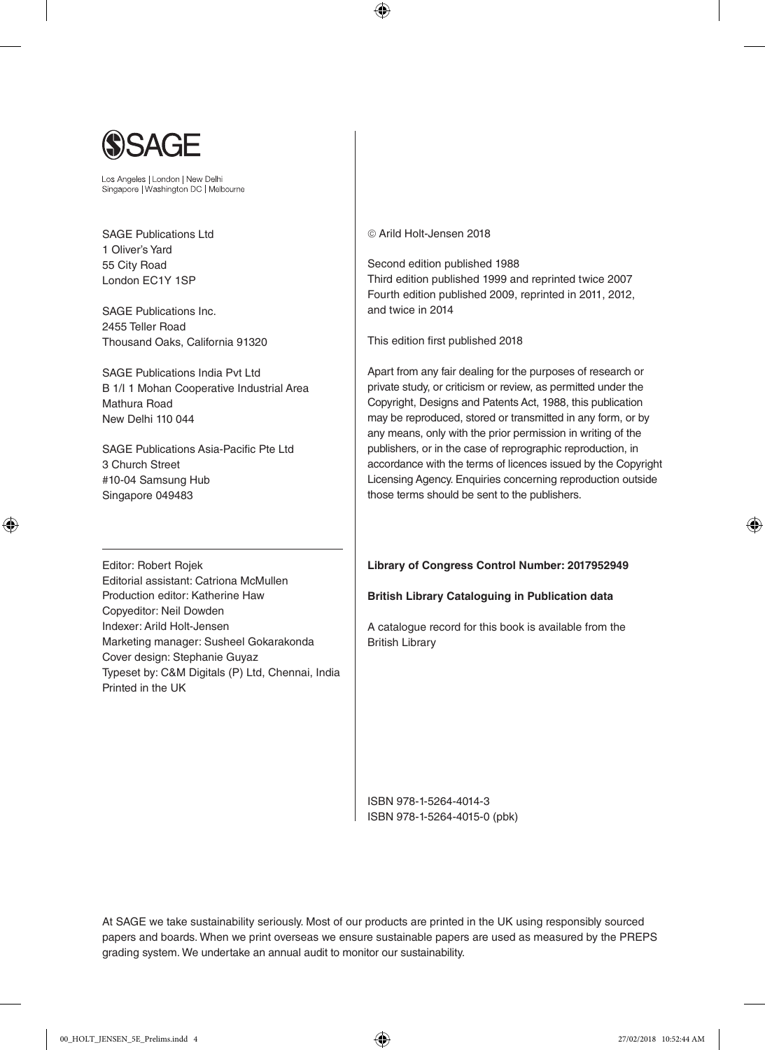SAGE

Los Angeles | London | New Delhi
Singapore | Washington DC | Melbourne

SAGE Publications Ltd
1 Oliver's Yard
55 City Road
London EC1Y 1SP

SAGE Publications Inc.
2455 Teller Road
Thousand Oaks, California 91320

SAGE Publications India Pvt Ltd
B 1/I 1 Mohan Cooperative Industrial Area
Mathura Road
New Delhi 110 044

SAGE Publications Asia-Pacific Pte Ltd
3 Church Street
#10-04 Samsung Hub
Singapore 049483

Editor: Robert Rojek
Editorial assistant: Catriona McMullen
Production editor: Katherine Haw
Copyeditor: Neil Dowden
Indexer: Arild Holt-Jensen
Marketing manager: Susheel Gokarakonda
Cover design: Stephanie Guyaz
Typeset by: C&M Digitals (P) Ltd, Chennai, India
Printed in the UK

© Arild Holt-Jensen 2018

Second edition published 1988
Third edition published 1999 and reprinted twice 2007
Fourth edition published 2009, reprinted in 2011, 2012, and twice in 2014

This edition first published 2018

Apart from any fair dealing for the purposes of research or private study, or criticism or review, as permitted under the Copyright, Designs and Patents Act, 1988, this publication may be reproduced, stored or transmitted in any form, or by any means, only with the prior permission in writing of the publishers, or in the case of reprographic reproduction, in accordance with the terms of licences issued by the Copyright Licensing Agency. Enquiries concerning reproduction outside those terms should be sent to the publishers.

**Library of Congress Control Number: 2017952949**

**British Library Cataloguing in Publication data**

A catalogue record for this book is available from the British Library

ISBN 978-1-5264-4014-3
ISBN 978-1-5264-4015-0 (pbk)

At SAGE we take sustainability seriously. Most of our products are printed in the UK using responsibly sourced papers and boards. When we print overseas we ensure sustainable papers are used as measured by the PREPS grading system. We undertake an annual audit to monitor our sustainability.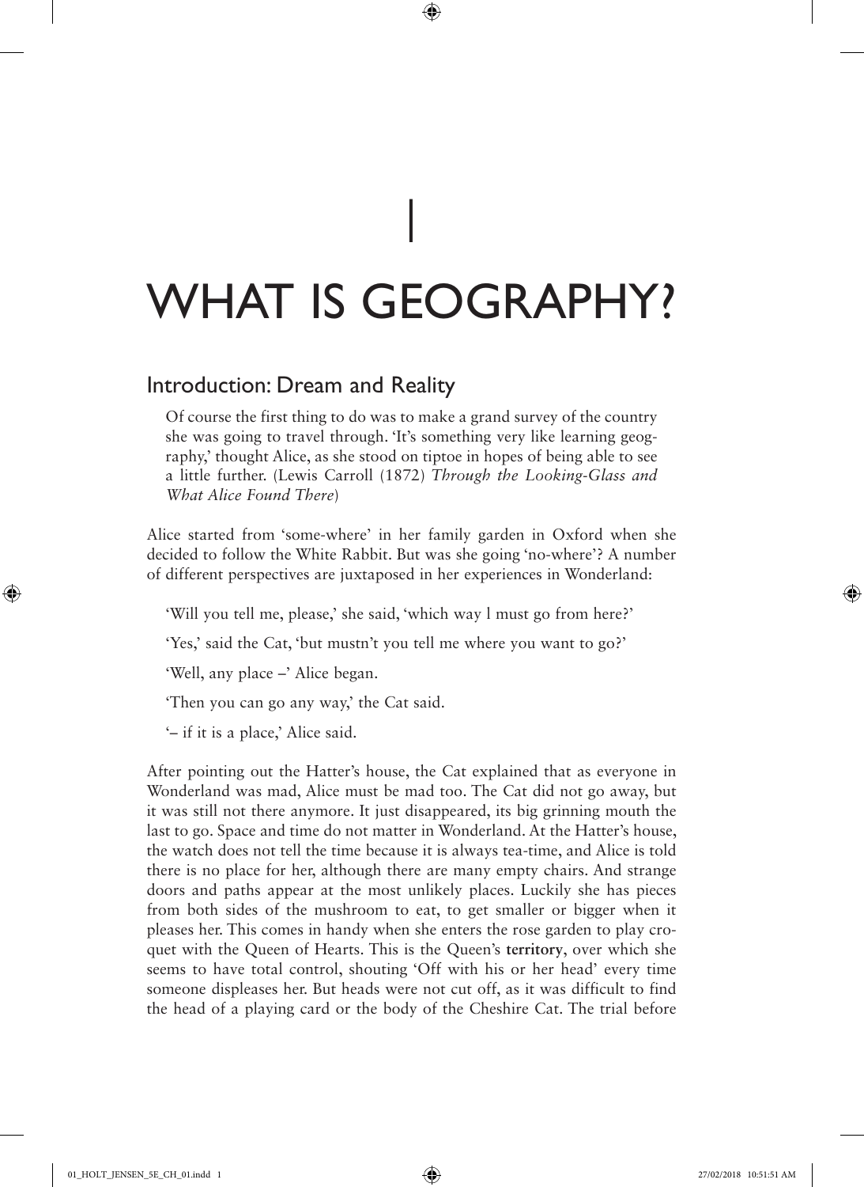# 1

# WHAT IS GEOGRAPHY?

## Introduction: Dream and Reality

> Of course the first thing to do was to make a grand survey of the country she was going to travel through. 'It's something very like learning geography,' thought Alice, as she stood on tiptoe in hopes of being able to see a little further. (Lewis Carroll (1872) *Through the Looking-Glass and What Alice Found There*)

Alice started from 'some-where' in her family garden in Oxford when she decided to follow the White Rabbit. But was she going 'no-where'? A number of different perspectives are juxtaposed in her experiences in Wonderland:

> 'Will you tell me, please,' she said, 'which way I must go from here?'
>
> 'Yes,' said the Cat, 'but mustn't you tell me where you want to go?'
>
> 'Well, any place –' Alice began.
>
> 'Then you can go any way,' the Cat said.
>
> '– if it is a place,' Alice said.

After pointing out the Hatter's house, the Cat explained that as everyone in Wonderland was mad, Alice must be mad too. The Cat did not go away, but it was still not there anymore. It just disappeared, its big grinning mouth the last to go. Space and time do not matter in Wonderland. At the Hatter's house, the watch does not tell the time because it is always tea-time, and Alice is told there is no place for her, although there are many empty chairs. And strange doors and paths appear at the most unlikely places. Luckily she has pieces from both sides of the mushroom to eat, to get smaller or bigger when it pleases her. This comes in handy when she enters the rose garden to play croquet with the Queen of Hearts. This is the Queen's **territory**, over which she seems to have total control, shouting 'Off with his or her head' every time someone displeases her. But heads were not cut off, as it was difficult to find the head of a playing card or the body of the Cheshire Cat. The trial before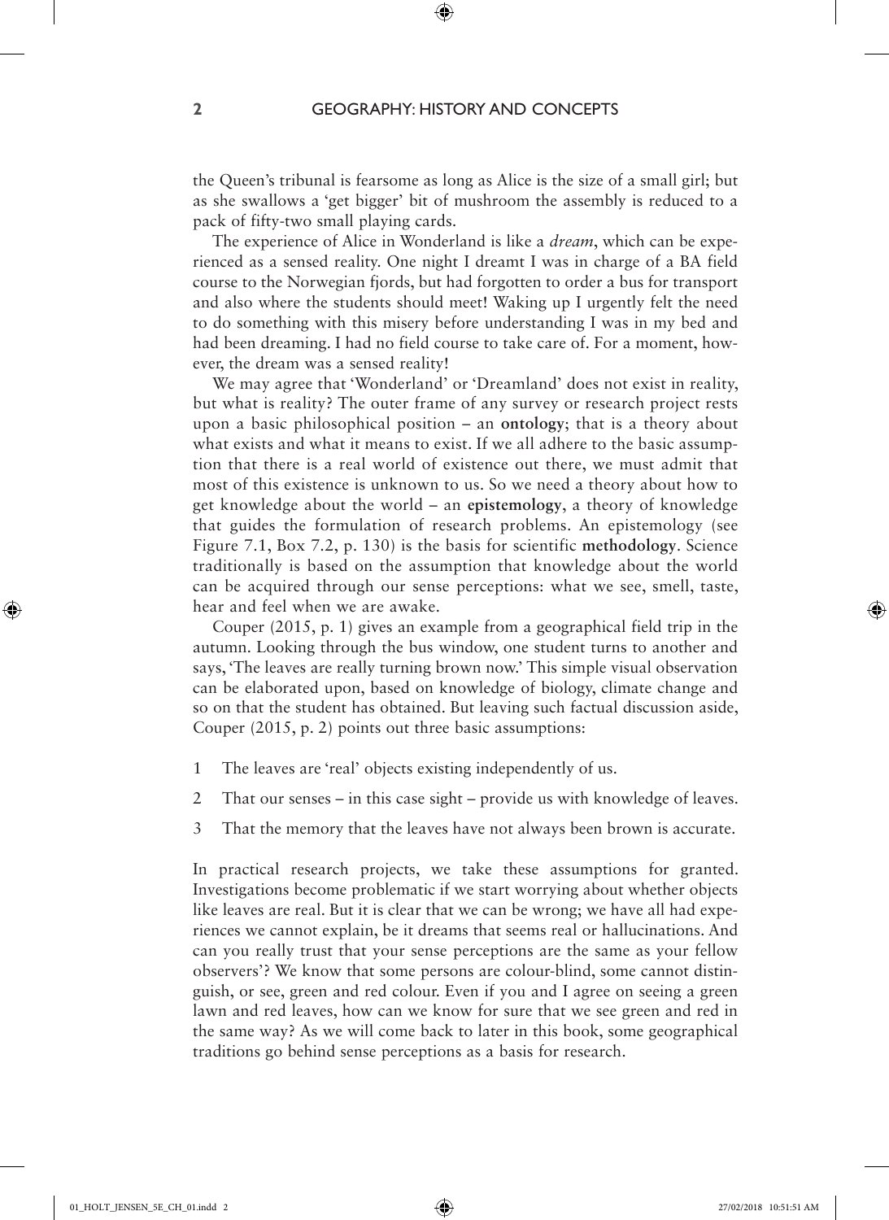the Queen's tribunal is fearsome as long as Alice is the size of a small girl; but as she swallows a 'get bigger' bit of mushroom the assembly is reduced to a pack of fifty-two small playing cards.

The experience of Alice in Wonderland is like a *dream*, which can be experienced as a sensed reality. One night I dreamt I was in charge of a BA field course to the Norwegian fjords, but had forgotten to order a bus for transport and also where the students should meet! Waking up I urgently felt the need to do something with this misery before understanding I was in my bed and had been dreaming. I had no field course to take care of. For a moment, however, the dream was a sensed reality!

We may agree that 'Wonderland' or 'Dreamland' does not exist in reality, but what is reality? The outer frame of any survey or research project rests upon a basic philosophical position – an **ontology**; that is a theory about what exists and what it means to exist. If we all adhere to the basic assumption that there is a real world of existence out there, we must admit that most of this existence is unknown to us. So we need a theory about how to get knowledge about the world – an **epistemology**, a theory of knowledge that guides the formulation of research problems. An epistemology (see Figure 7.1, Box 7.2, p. 130) is the basis for scientific **methodology**. Science traditionally is based on the assumption that knowledge about the world can be acquired through our sense perceptions: what we see, smell, taste, hear and feel when we are awake.

Couper (2015, p. 1) gives an example from a geographical field trip in the autumn. Looking through the bus window, one student turns to another and says, 'The leaves are really turning brown now.' This simple visual observation can be elaborated upon, based on knowledge of biology, climate change and so on that the student has obtained. But leaving such factual discussion aside, Couper (2015, p. 2) points out three basic assumptions:

1. The leaves are 'real' objects existing independently of us.
2. That our senses – in this case sight – provide us with knowledge of leaves.
3. That the memory that the leaves have not always been brown is accurate.

In practical research projects, we take these assumptions for granted. Investigations become problematic if we start worrying about whether objects like leaves are real. But it is clear that we can be wrong; we have all had experiences we cannot explain, be it dreams that seems real or hallucinations. And can you really trust that your sense perceptions are the same as your fellow observers'? We know that some persons are colour-blind, some cannot distinguish, or see, green and red colour. Even if you and I agree on seeing a green lawn and red leaves, how can we know for sure that we see green and red in the same way? As we will come back to later in this book, some geographical traditions go behind sense perceptions as a basis for research.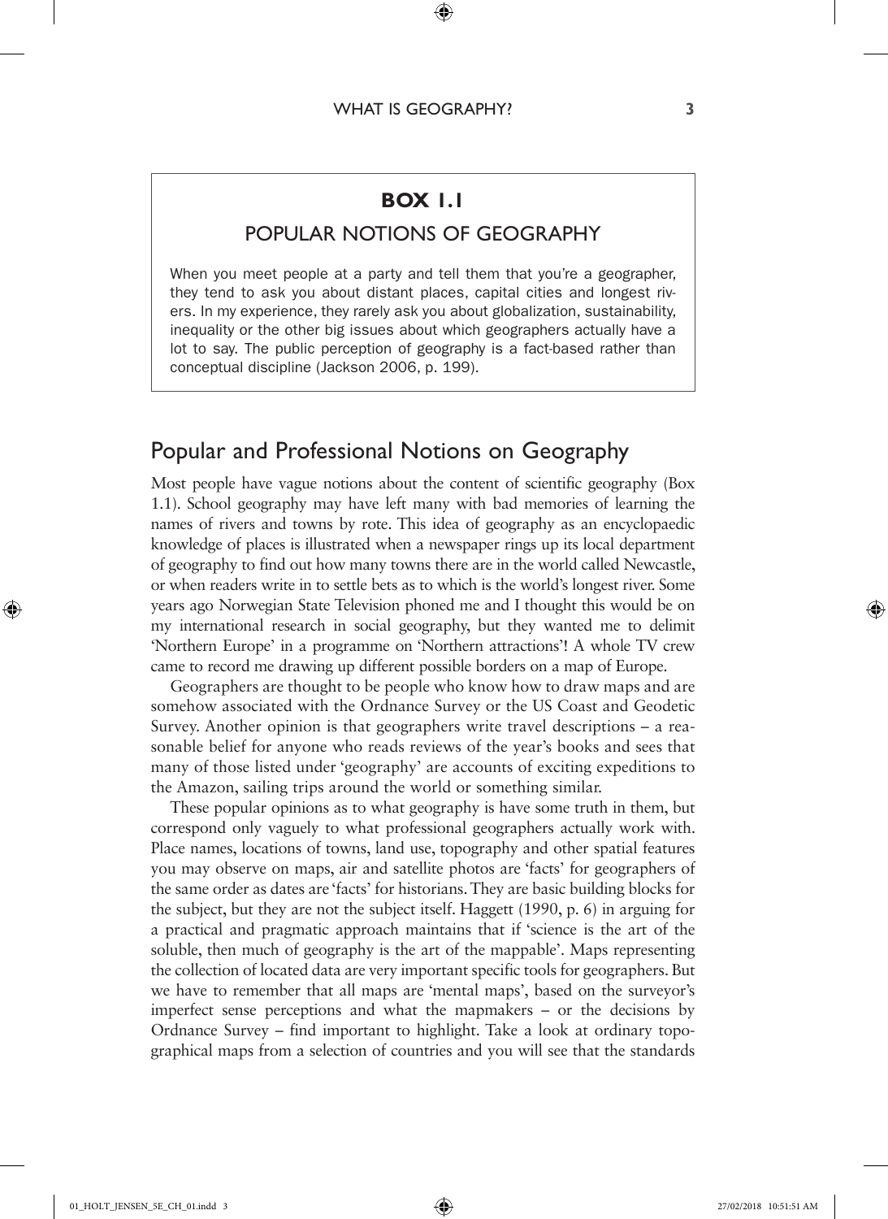## BOX 1.1

### POPULAR NOTIONS OF GEOGRAPHY

When you meet people at a party and tell them that you're a geographer, they tend to ask you about distant places, capital cities and longest rivers. In my experience, they rarely ask you about globalization, sustainability, inequality or the other big issues about which geographers actually have a lot to say. The public perception of geography is a fact-based rather than conceptual discipline (Jackson 2006, p. 199).

## Popular and Professional Notions on Geography

Most people have vague notions about the content of scientific geography (Box 1.1). School geography may have left many with bad memories of learning the names of rivers and towns by rote. This idea of geography as an encyclopaedic knowledge of places is illustrated when a newspaper rings up its local department of geography to find out how many towns there are in the world called Newcastle, or when readers write in to settle bets as to which is the world's longest river. Some years ago Norwegian State Television phoned me and I thought this would be on my international research in social geography, but they wanted me to delimit 'Northern Europe' in a programme on 'Northern attractions'! A whole TV crew came to record me drawing up different possible borders on a map of Europe.

Geographers are thought to be people who know how to draw maps and are somehow associated with the Ordnance Survey or the US Coast and Geodetic Survey. Another opinion is that geographers write travel descriptions – a reasonable belief for anyone who reads reviews of the year's books and sees that many of those listed under 'geography' are accounts of exciting expeditions to the Amazon, sailing trips around the world or something similar.

These popular opinions as to what geography is have some truth in them, but correspond only vaguely to what professional geographers actually work with. Place names, locations of towns, land use, topography and other spatial features you may observe on maps, air and satellite photos are 'facts' for geographers of the same order as dates are 'facts' for historians. They are basic building blocks for the subject, but they are not the subject itself. Haggett (1990, p. 6) in arguing for a practical and pragmatic approach maintains that if 'science is the art of the soluble, then much of geography is the art of the mappable'. Maps representing the collection of located data are very important specific tools for geographers. But we have to remember that all maps are 'mental maps', based on the surveyor's imperfect sense perceptions and what the mapmakers – or the decisions by Ordnance Survey – find important to highlight. Take a look at ordinary topographical maps from a selection of countries and you will see that the standards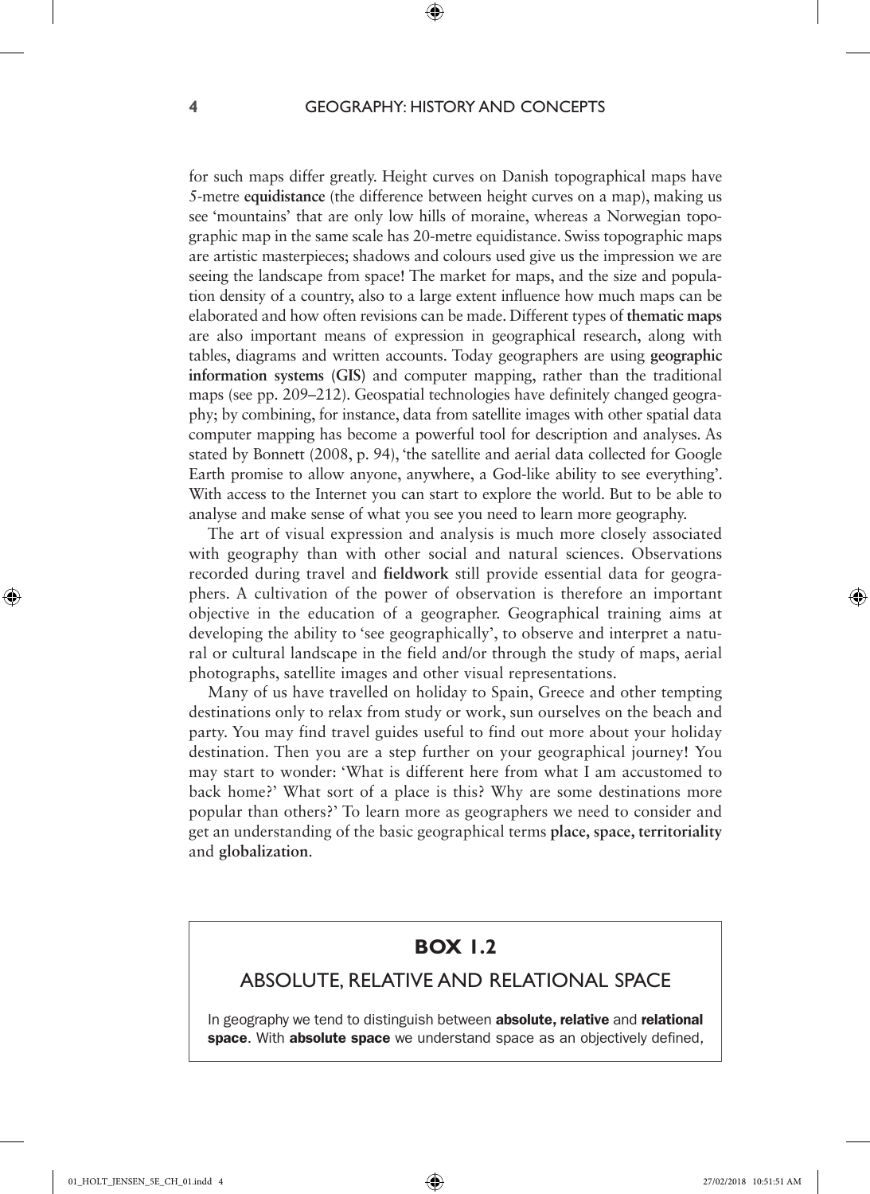for such maps differ greatly. Height curves on Danish topographical maps have 5-metre **equidistance** (the difference between height curves on a map), making us see 'mountains' that are only low hills of moraine, whereas a Norwegian topographic map in the same scale has 20-metre equidistance. Swiss topographic maps are artistic masterpieces; shadows and colours used give us the impression we are seeing the landscape from space! The market for maps, and the size and population density of a country, also to a large extent influence how much maps can be elaborated and how often revisions can be made. Different types of **thematic maps** are also important means of expression in geographical research, along with tables, diagrams and written accounts. Today geographers are using **geographic information systems (GIS)** and computer mapping, rather than the traditional maps (see pp. 209–212). Geospatial technologies have definitely changed geography; by combining, for instance, data from satellite images with other spatial data computer mapping has become a powerful tool for description and analyses. As stated by Bonnett (2008, p. 94), 'the satellite and aerial data collected for Google Earth promise to allow anyone, anywhere, a God-like ability to see everything'. With access to the Internet you can start to explore the world. But to be able to analyse and make sense of what you see you need to learn more geography.

The art of visual expression and analysis is much more closely associated with geography than with other social and natural sciences. Observations recorded during travel and **fieldwork** still provide essential data for geographers. A cultivation of the power of observation is therefore an important objective in the education of a geographer. Geographical training aims at developing the ability to 'see geographically', to observe and interpret a natural or cultural landscape in the field and/or through the study of maps, aerial photographs, satellite images and other visual representations.

Many of us have travelled on holiday to Spain, Greece and other tempting destinations only to relax from study or work, sun ourselves on the beach and party. You may find travel guides useful to find out more about your holiday destination. Then you are a step further on your geographical journey! You may start to wonder: 'What is different here from what I am accustomed to back home?' What sort of a place is this? Why are some destinations more popular than others?' To learn more as geographers we need to consider and get an understanding of the basic geographical terms **place, space, territoriality** and **globalization**.

## BOX 1.2

### ABSOLUTE, RELATIVE AND RELATIONAL SPACE

In geography we tend to distinguish between **absolute, relative** and **relational space**. With **absolute space** we understand space as an objectively defined,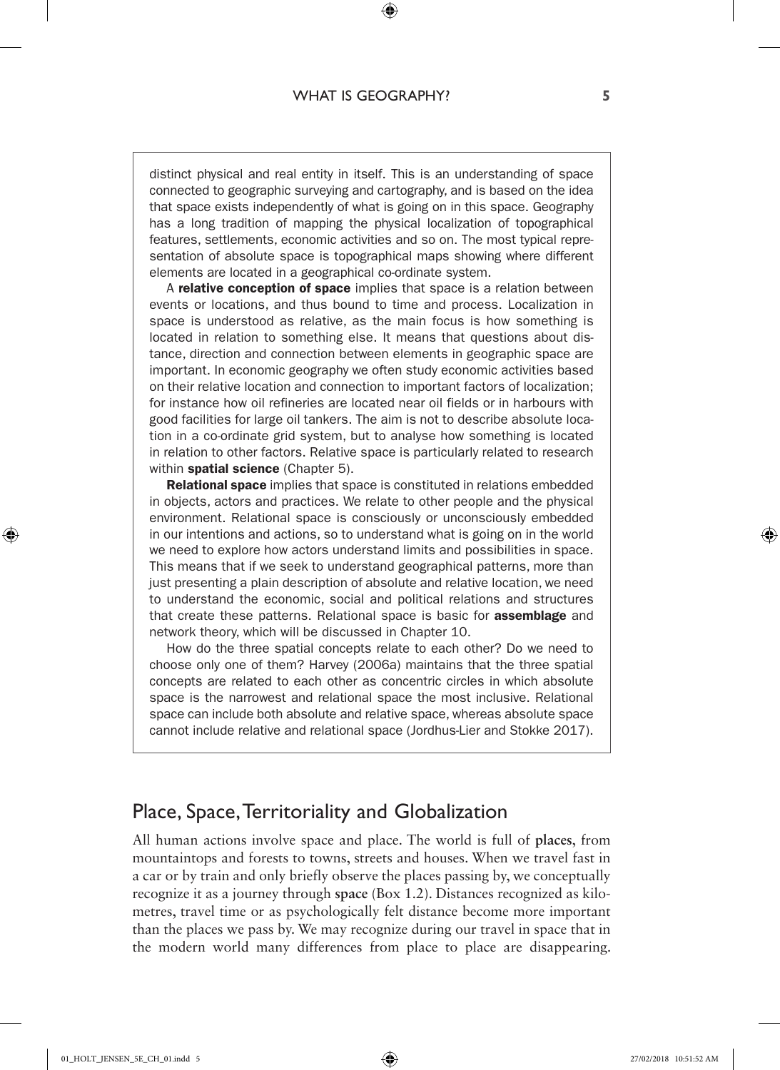distinct physical and real entity in itself. This is an understanding of space connected to geographic surveying and cartography, and is based on the idea that space exists independently of what is going on in this space. Geography has a long tradition of mapping the physical localization of topographical features, settlements, economic activities and so on. The most typical representation of absolute space is topographical maps showing where different elements are located in a geographical co-ordinate system.

A **relative conception of space** implies that space is a relation between events or locations, and thus bound to time and process. Localization in space is understood as relative, as the main focus is how something is located in relation to something else. It means that questions about distance, direction and connection between elements in geographic space are important. In economic geography we often study economic activities based on their relative location and connection to important factors of localization; for instance how oil refineries are located near oil fields or in harbours with good facilities for large oil tankers. The aim is not to describe absolute location in a co-ordinate grid system, but to analyse how something is located in relation to other factors. Relative space is particularly related to research within **spatial science** (Chapter 5).

**Relational space** implies that space is constituted in relations embedded in objects, actors and practices. We relate to other people and the physical environment. Relational space is consciously or unconsciously embedded in our intentions and actions, so to understand what is going on in the world we need to explore how actors understand limits and possibilities in space. This means that if we seek to understand geographical patterns, more than just presenting a plain description of absolute and relative location, we need to understand the economic, social and political relations and structures that create these patterns. Relational space is basic for **assemblage** and network theory, which will be discussed in Chapter 10.

How do the three spatial concepts relate to each other? Do we need to choose only one of them? Harvey (2006a) maintains that the three spatial concepts are related to each other as concentric circles in which absolute space is the narrowest and relational space the most inclusive. Relational space can include both absolute and relative space, whereas absolute space cannot include relative and relational space (Jordhus-Lier and Stokke 2017).

## Place, Space, Territoriality and Globalization

All human actions involve space and place. The world is full of **places**, from mountaintops and forests to towns, streets and houses. When we travel fast in a car or by train and only briefly observe the places passing by, we conceptually recognize it as a journey through **space** (Box 1.2). Distances recognized as kilometres, travel time or as psychologically felt distance become more important than the places we pass by. We may recognize during our travel in space that in the modern world many differences from place to place are disappearing.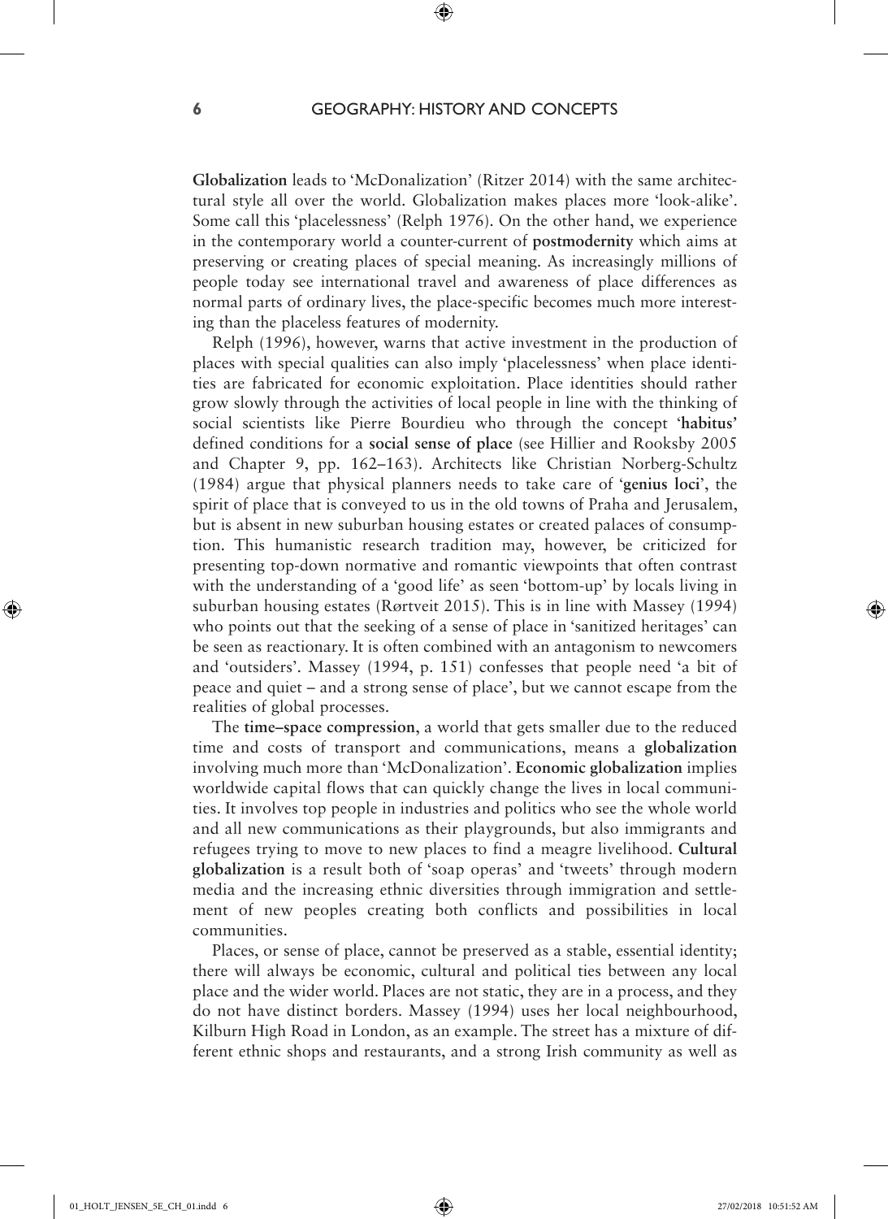**Globalization** leads to 'McDonalization' (Ritzer 2014) with the same architectural style all over the world. Globalization makes places more 'look-alike'. Some call this 'placelessness' (Relph 1976). On the other hand, we experience in the contemporary world a counter-current of **postmodernity** which aims at preserving or creating places of special meaning. As increasingly millions of people today see international travel and awareness of place differences as normal parts of ordinary lives, the place-specific becomes much more interesting than the placeless features of modernity.

Relph (1996), however, warns that active investment in the production of places with special qualities can also imply 'placelessness' when place identities are fabricated for economic exploitation. Place identities should rather grow slowly through the activities of local people in line with the thinking of social scientists like Pierre Bourdieu who through the concept '**habitus**' defined conditions for a **social sense of place** (see Hillier and Rooksby 2005 and Chapter 9, pp. 162–163). Architects like Christian Norberg-Schultz (1984) argue that physical planners needs to take care of '**genius loci**', the spirit of place that is conveyed to us in the old towns of Praha and Jerusalem, but is absent in new suburban housing estates or created palaces of consumption. This humanistic research tradition may, however, be criticized for presenting top-down normative and romantic viewpoints that often contrast with the understanding of a 'good life' as seen 'bottom-up' by locals living in suburban housing estates (Rørtveit 2015). This is in line with Massey (1994) who points out that the seeking of a sense of place in 'sanitized heritages' can be seen as reactionary. It is often combined with an antagonism to newcomers and 'outsiders'. Massey (1994, p. 151) confesses that people need 'a bit of peace and quiet – and a strong sense of place', but we cannot escape from the realities of global processes.

The **time–space compression**, a world that gets smaller due to the reduced time and costs of transport and communications, means a **globalization** involving much more than 'McDonalization'. **Economic globalization** implies worldwide capital flows that can quickly change the lives in local communities. It involves top people in industries and politics who see the whole world and all new communications as their playgrounds, but also immigrants and refugees trying to move to new places to find a meagre livelihood. **Cultural globalization** is a result both of 'soap operas' and 'tweets' through modern media and the increasing ethnic diversities through immigration and settlement of new peoples creating both conflicts and possibilities in local communities.

Places, or sense of place, cannot be preserved as a stable, essential identity; there will always be economic, cultural and political ties between any local place and the wider world. Places are not static, they are in a process, and they do not have distinct borders. Massey (1994) uses her local neighbourhood, Kilburn High Road in London, as an example. The street has a mixture of different ethnic shops and restaurants, and a strong Irish community as well as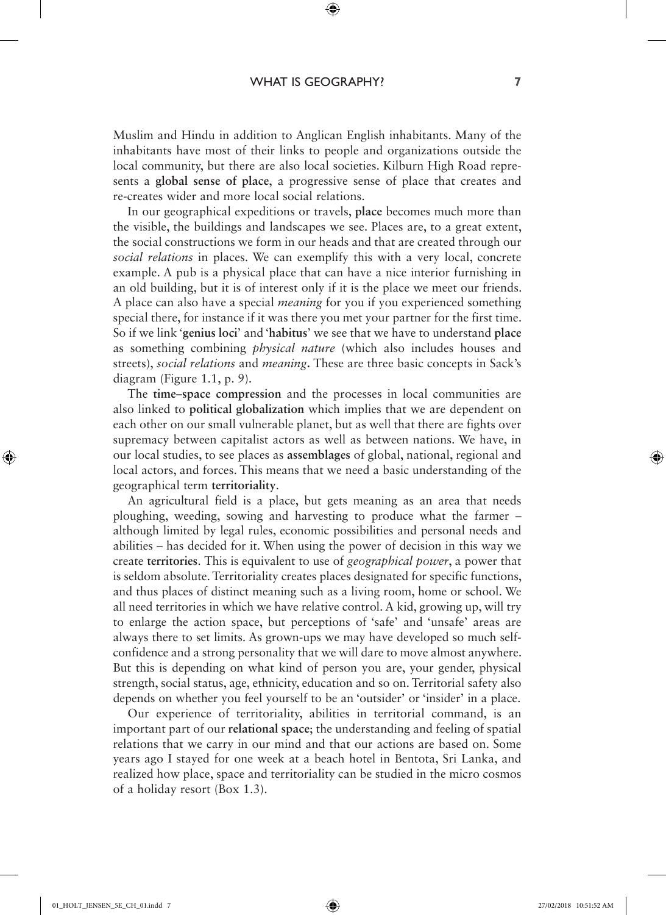Muslim and Hindu in addition to Anglican English inhabitants. Many of the inhabitants have most of their links to people and organizations outside the local community, but there are also local societies. Kilburn High Road represents a **global sense of place**, a progressive sense of place that creates and re-creates wider and more local social relations.

In our geographical expeditions or travels, **place** becomes much more than the visible, the buildings and landscapes we see. Places are, to a great extent, the social constructions we form in our heads and that are created through our *social relations* in places. We can exemplify this with a very local, concrete example. A pub is a physical place that can have a nice interior furnishing in an old building, but it is of interest only if it is the place we meet our friends. A place can also have a special *meaning* for you if you experienced something special there, for instance if it was there you met your partner for the first time. So if we link '**genius loci**' and '**habitus**' we see that we have to understand **place** as something combining *physical nature* (which also includes houses and streets), *social relations* and *meaning*. These are three basic concepts in Sack's diagram (Figure 1.1, p. 9).

The **time–space compression** and the processes in local communities are also linked to **political globalization** which implies that we are dependent on each other on our small vulnerable planet, but as well that there are fights over supremacy between capitalist actors as well as between nations. We have, in our local studies, to see places as **assemblages** of global, national, regional and local actors, and forces. This means that we need a basic understanding of the geographical term **territoriality**.

An agricultural field is a place, but gets meaning as an area that needs ploughing, weeding, sowing and harvesting to produce what the farmer – although limited by legal rules, economic possibilities and personal needs and abilities – has decided for it. When using the power of decision in this way we create **territories**. This is equivalent to use of *geographical power*, a power that is seldom absolute. Territoriality creates places designated for specific functions, and thus places of distinct meaning such as a living room, home or school. We all need territories in which we have relative control. A kid, growing up, will try to enlarge the action space, but perceptions of 'safe' and 'unsafe' areas are always there to set limits. As grown-ups we may have developed so much self-confidence and a strong personality that we will dare to move almost anywhere. But this is depending on what kind of person you are, your gender, physical strength, social status, age, ethnicity, education and so on. Territorial safety also depends on whether you feel yourself to be an 'outsider' or 'insider' in a place.

Our experience of territoriality, abilities in territorial command, is an important part of our **relational space**; the understanding and feeling of spatial relations that we carry in our mind and that our actions are based on. Some years ago I stayed for one week at a beach hotel in Bentota, Sri Lanka, and realized how place, space and territoriality can be studied in the micro cosmos of a holiday resort (Box 1.3).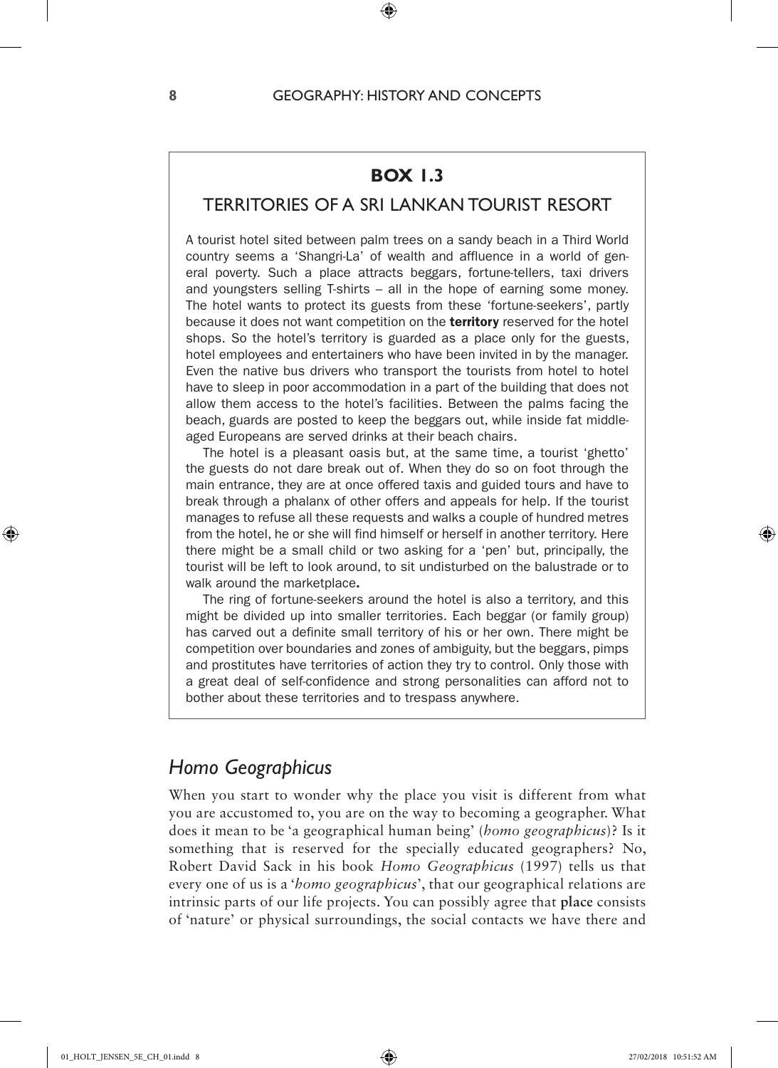## BOX 1.3

### TERRITORIES OF A SRI LANKAN TOURIST RESORT

A tourist hotel sited between palm trees on a sandy beach in a Third World country seems a 'Shangri-La' of wealth and affluence in a world of general poverty. Such a place attracts beggars, fortune-tellers, taxi drivers and youngsters selling T-shirts – all in the hope of earning some money. The hotel wants to protect its guests from these 'fortune-seekers', partly because it does not want competition on the **territory** reserved for the hotel shops. So the hotel's territory is guarded as a place only for the guests, hotel employees and entertainers who have been invited in by the manager. Even the native bus drivers who transport the tourists from hotel to hotel have to sleep in poor accommodation in a part of the building that does not allow them access to the hotel's facilities. Between the palms facing the beach, guards are posted to keep the beggars out, while inside fat middle-aged Europeans are served drinks at their beach chairs.

The hotel is a pleasant oasis but, at the same time, a tourist 'ghetto' the guests do not dare break out of. When they do so on foot through the main entrance, they are at once offered taxis and guided tours and have to break through a phalanx of other offers and appeals for help. If the tourist manages to refuse all these requests and walks a couple of hundred metres from the hotel, he or she will find himself or herself in another territory. Here there might be a small child or two asking for a 'pen' but, principally, the tourist will be left to look around, to sit undisturbed on the balustrade or to walk around the marketplace.

The ring of fortune-seekers around the hotel is also a territory, and this might be divided up into smaller territories. Each beggar (or family group) has carved out a definite small territory of his or her own. There might be competition over boundaries and zones of ambiguity, but the beggars, pimps and prostitutes have territories of action they try to control. Only those with a great deal of self-confidence and strong personalities can afford not to bother about these territories and to trespass anywhere.

## *Homo Geographicus*

When you start to wonder why the place you visit is different from what you are accustomed to, you are on the way to becoming a geographer. What does it mean to be 'a geographical human being' (*homo geographicus*)? Is it something that is reserved for the specially educated geographers? No, Robert David Sack in his book *Homo Geographicus* (1997) tells us that every one of us is a '*homo geographicus*', that our geographical relations are intrinsic parts of our life projects. You can possibly agree that **place** consists of 'nature' or physical surroundings, the social contacts we have there and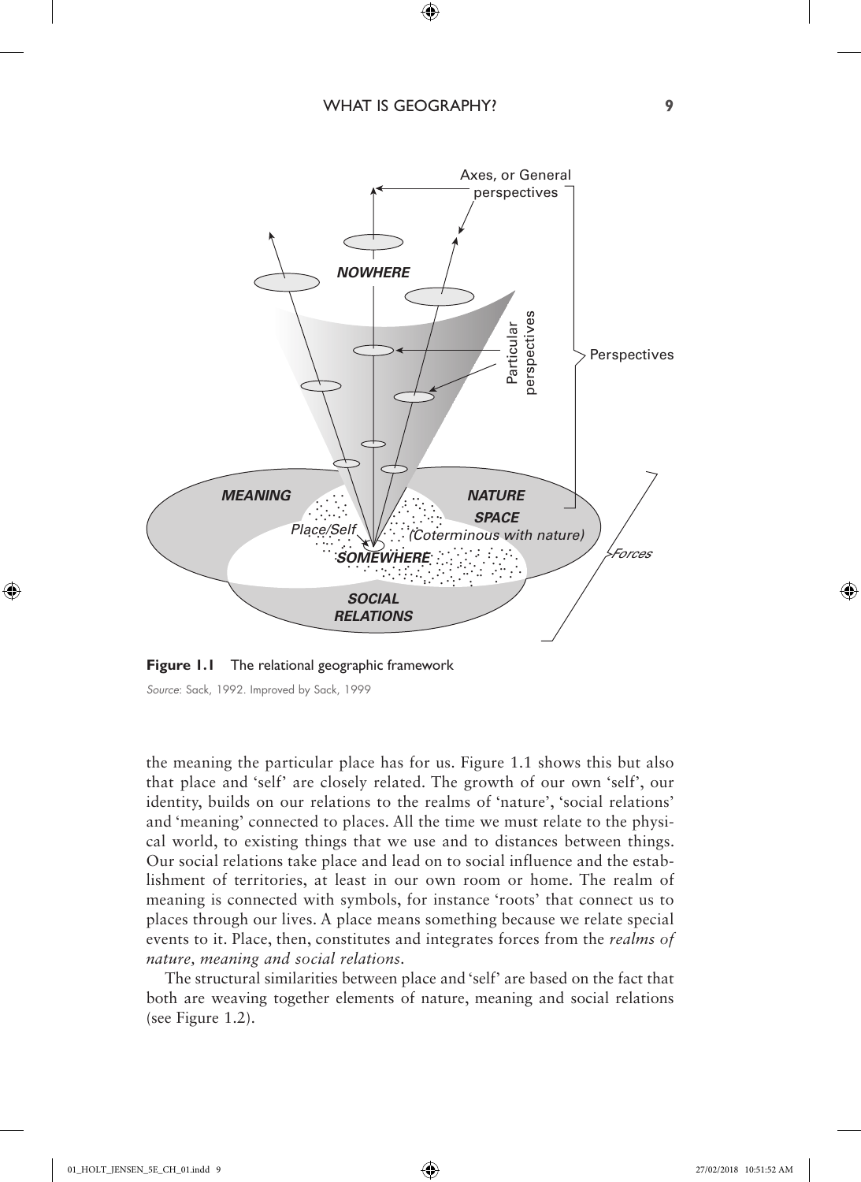**Figure 1.1** The relational geographic framework

*Source*: Sack, 1992. Improved by Sack, 1999

the meaning the particular place has for us. Figure 1.1 shows this but also that place and 'self' are closely related. The growth of our own 'self', our identity, builds on our relations to the realms of 'nature', 'social relations' and 'meaning' connected to places. All the time we must relate to the physical world, to existing things that we use and to distances between things. Our social relations take place and lead on to social influence and the establishment of territories, at least in our own room or home. The realm of meaning is connected with symbols, for instance 'roots' that connect us to places through our lives. A place means something because we relate special events to it. Place, then, constitutes and integrates forces from the *realms of nature, meaning and social relations*.

The structural similarities between place and 'self' are based on the fact that both are weaving together elements of nature, meaning and social relations (see Figure 1.2).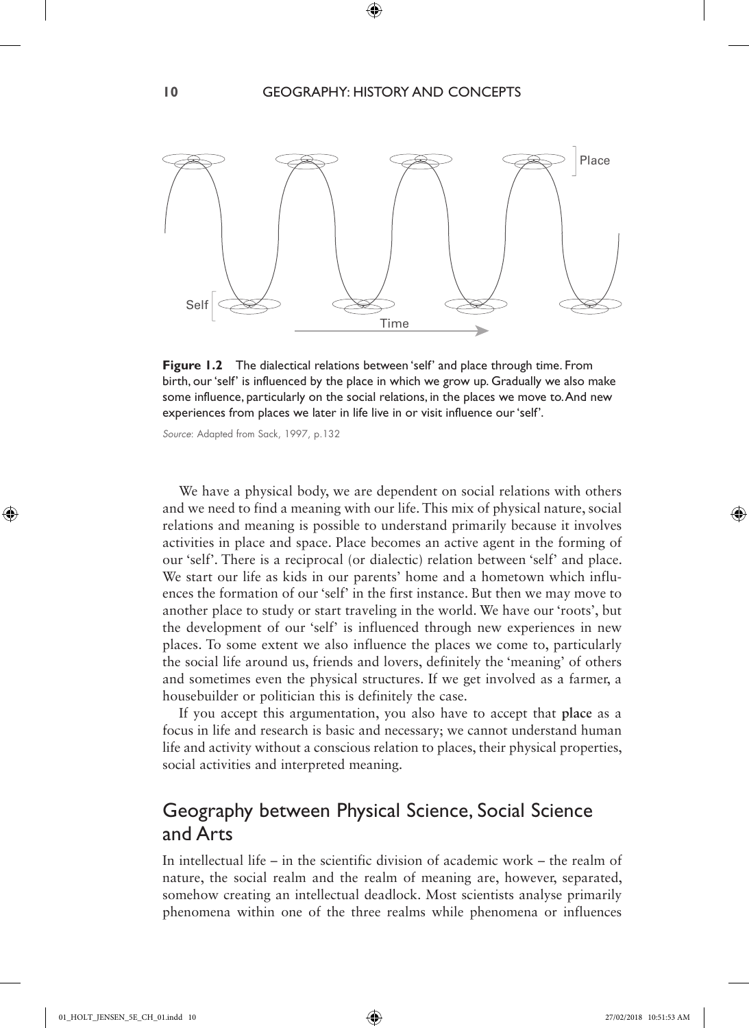**Figure 1.2** The dialectical relations between 'self' and place through time. From birth, our 'self' is influenced by the place in which we grow up. Gradually we also make some influence, particularly on the social relations, in the places we move to. And new experiences from places we later in life live in or visit influence our 'self'.

*Source*: Adapted from Sack, 1997, p.132

We have a physical body, we are dependent on social relations with others and we need to find a meaning with our life. This mix of physical nature, social relations and meaning is possible to understand primarily because it involves activities in place and space. Place becomes an active agent in the forming of our 'self'. There is a reciprocal (or dialectic) relation between 'self' and place. We start our life as kids in our parents' home and a hometown which influences the formation of our 'self' in the first instance. But then we may move to another place to study or start traveling in the world. We have our 'roots', but the development of our 'self' is influenced through new experiences in new places. To some extent we also influence the places we come to, particularly the social life around us, friends and lovers, definitely the 'meaning' of others and sometimes even the physical structures. If we get involved as a farmer, a housebuilder or politician this is definitely the case.

If you accept this argumentation, you also have to accept that **place** as a focus in life and research is basic and necessary; we cannot understand human life and activity without a conscious relation to places, their physical properties, social activities and interpreted meaning.

## Geography between Physical Science, Social Science and Arts

In intellectual life – in the scientific division of academic work – the realm of nature, the social realm and the realm of meaning are, however, separated, somehow creating an intellectual deadlock. Most scientists analyse primarily phenomena within one of the three realms while phenomena or influences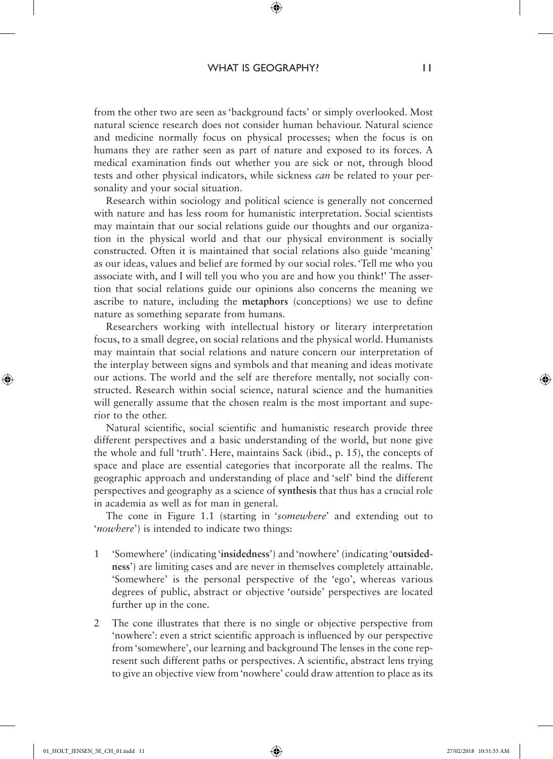from the other two are seen as 'background facts' or simply overlooked. Most natural science research does not consider human behaviour. Natural science and medicine normally focus on physical processes; when the focus is on humans they are rather seen as part of nature and exposed to its forces. A medical examination finds out whether you are sick or not, through blood tests and other physical indicators, while sickness *can* be related to your personality and your social situation.

Research within sociology and political science is generally not concerned with nature and has less room for humanistic interpretation. Social scientists may maintain that our social relations guide our thoughts and our organization in the physical world and that our physical environment is socially constructed. Often it is maintained that social relations also guide 'meaning' as our ideas, values and belief are formed by our social roles. 'Tell me who you associate with, and I will tell you who you are and how you think!' The assertion that social relations guide our opinions also concerns the meaning we ascribe to nature, including the **metaphors** (conceptions) we use to define nature as something separate from humans.

Researchers working with intellectual history or literary interpretation focus, to a small degree, on social relations and the physical world. Humanists may maintain that social relations and nature concern our interpretation of the interplay between signs and symbols and that meaning and ideas motivate our actions. The world and the self are therefore mentally, not socially constructed. Research within social science, natural science and the humanities will generally assume that the chosen realm is the most important and superior to the other.

Natural scientific, social scientific and humanistic research provide three different perspectives and a basic understanding of the world, but none give the whole and full 'truth'. Here, maintains Sack (ibid., p. 15), the concepts of space and place are essential categories that incorporate all the realms. The geographic approach and understanding of place and 'self' bind the different perspectives and geography as a science of **synthesis** that thus has a crucial role in academia as well as for man in general.

The cone in Figure 1.1 (starting in '*somewhere*' and extending out to '*nowhere*') is intended to indicate two things:

1. 'Somewhere' (indicating '**insidedness**') and 'nowhere' (indicating '**outsidedness**') are limiting cases and are never in themselves completely attainable. 'Somewhere' is the personal perspective of the 'ego', whereas various degrees of public, abstract or objective 'outside' perspectives are located further up in the cone.
2. The cone illustrates that there is no single or objective perspective from 'nowhere': even a strict scientific approach is influenced by our perspective from 'somewhere', our learning and background The lenses in the cone represent such different paths or perspectives. A scientific, abstract lens trying to give an objective view from 'nowhere' could draw attention to place as its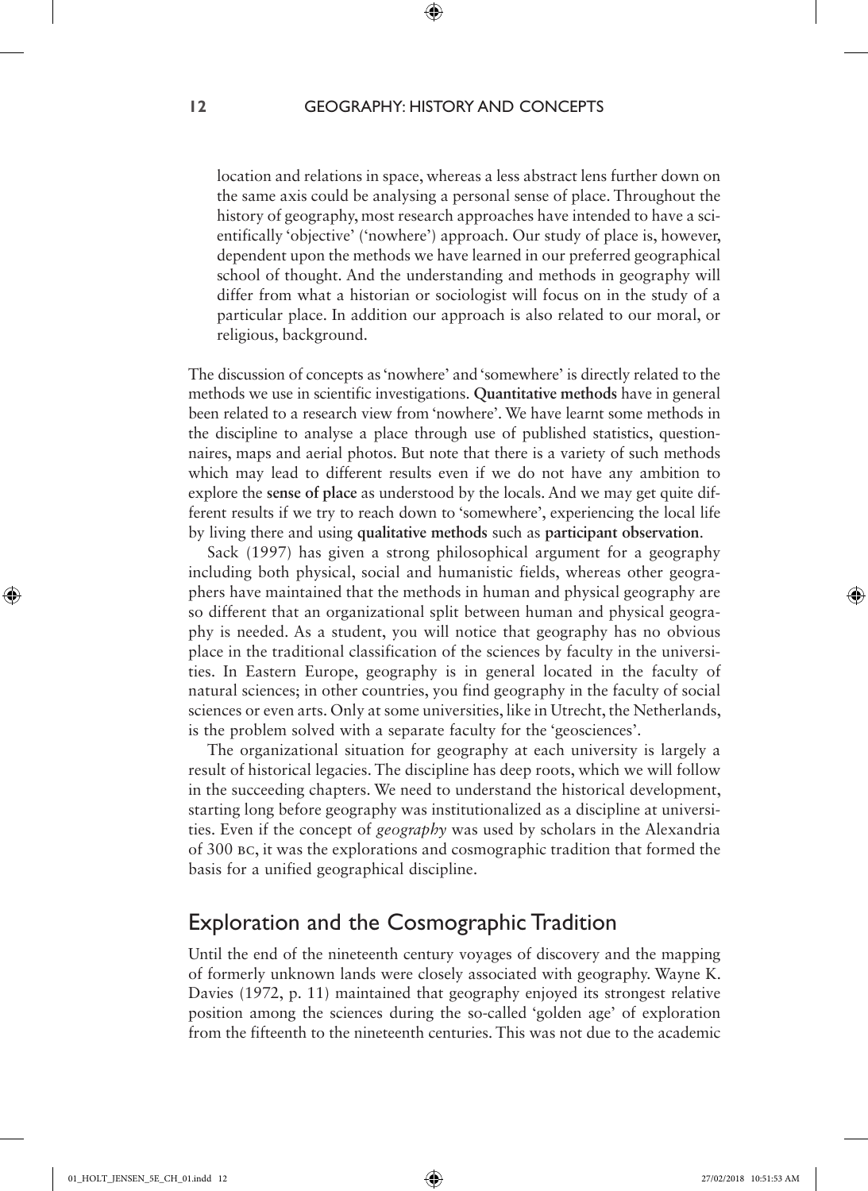location and relations in space, whereas a less abstract lens further down on the same axis could be analysing a personal sense of place. Throughout the history of geography, most research approaches have intended to have a scientifically 'objective' ('nowhere') approach. Our study of place is, however, dependent upon the methods we have learned in our preferred geographical school of thought. And the understanding and methods in geography will differ from what a historian or sociologist will focus on in the study of a particular place. In addition our approach is also related to our moral, or religious, background.

The discussion of concepts as 'nowhere' and 'somewhere' is directly related to the methods we use in scientific investigations. **Quantitative methods** have in general been related to a research view from 'nowhere'. We have learnt some methods in the discipline to analyse a place through use of published statistics, questionnaires, maps and aerial photos. But note that there is a variety of such methods which may lead to different results even if we do not have any ambition to explore the **sense of place** as understood by the locals. And we may get quite different results if we try to reach down to 'somewhere', experiencing the local life by living there and using **qualitative methods** such as **participant observation**.

Sack (1997) has given a strong philosophical argument for a geography including both physical, social and humanistic fields, whereas other geographers have maintained that the methods in human and physical geography are so different that an organizational split between human and physical geography is needed. As a student, you will notice that geography has no obvious place in the traditional classification of the sciences by faculty in the universities. In Eastern Europe, geography is in general located in the faculty of natural sciences; in other countries, you find geography in the faculty of social sciences or even arts. Only at some universities, like in Utrecht, the Netherlands, is the problem solved with a separate faculty for the 'geosciences'.

The organizational situation for geography at each university is largely a result of historical legacies. The discipline has deep roots, which we will follow in the succeeding chapters. We need to understand the historical development, starting long before geography was institutionalized as a discipline at universities. Even if the concept of *geography* was used by scholars in the Alexandria of 300 BC, it was the explorations and cosmographic tradition that formed the basis for a unified geographical discipline.

## Exploration and the Cosmographic Tradition

Until the end of the nineteenth century voyages of discovery and the mapping of formerly unknown lands were closely associated with geography. Wayne K. Davies (1972, p. 11) maintained that geography enjoyed its strongest relative position among the sciences during the so-called 'golden age' of exploration from the fifteenth to the nineteenth centuries. This was not due to the academic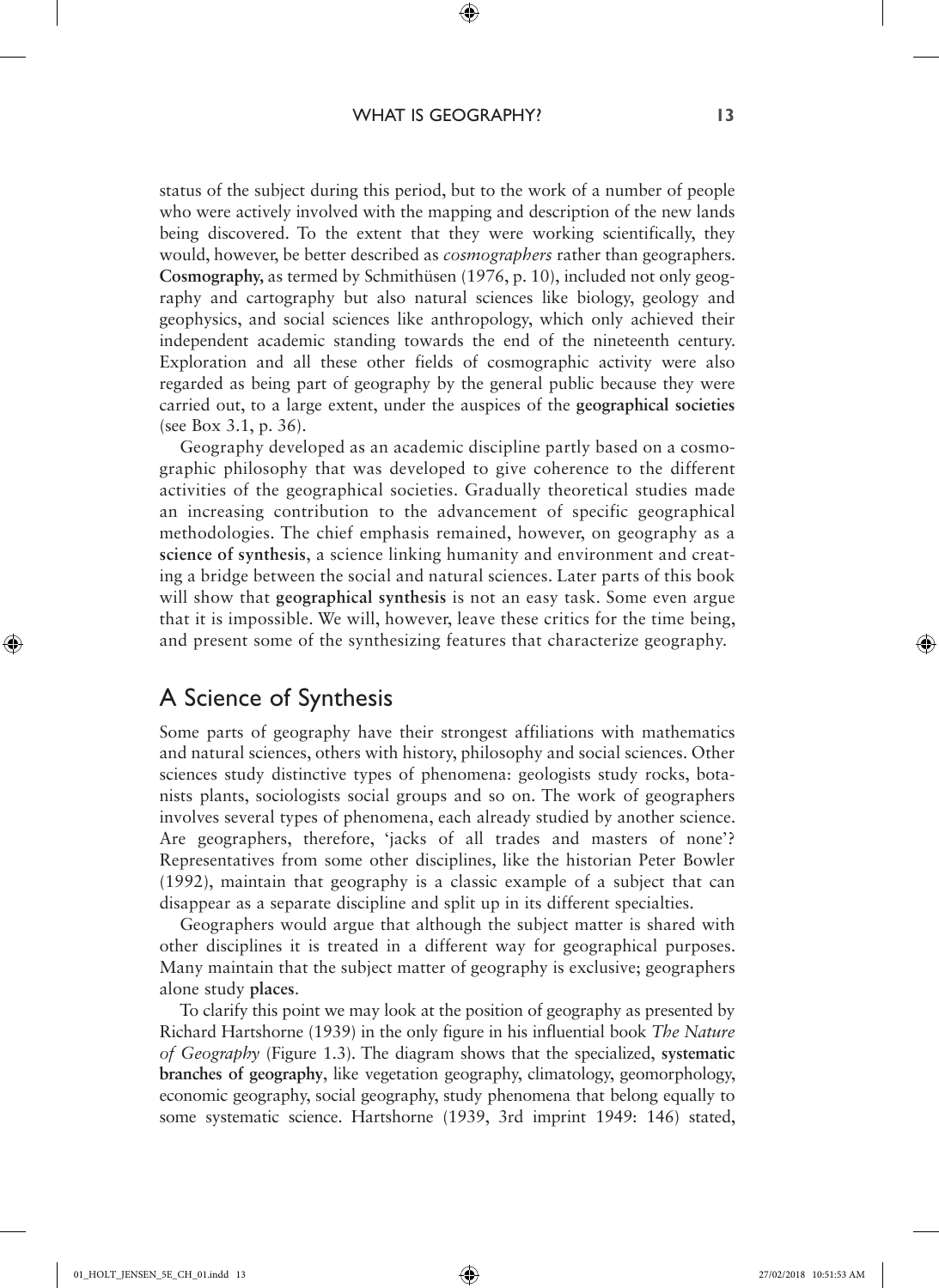status of the subject during this period, but to the work of a number of people who were actively involved with the mapping and description of the new lands being discovered. To the extent that they were working scientifically, they would, however, be better described as *cosmographers* rather than geographers. **Cosmography,** as termed by Schmithüsen (1976, p. 10), included not only geography and cartography but also natural sciences like biology, geology and geophysics, and social sciences like anthropology, which only achieved their independent academic standing towards the end of the nineteenth century. Exploration and all these other fields of cosmographic activity were also regarded as being part of geography by the general public because they were carried out, to a large extent, under the auspices of the **geographical societies** (see Box 3.1, p. 36).

Geography developed as an academic discipline partly based on a cosmographic philosophy that was developed to give coherence to the different activities of the geographical societies. Gradually theoretical studies made an increasing contribution to the advancement of specific geographical methodologies. The chief emphasis remained, however, on geography as a **science of synthesis**, a science linking humanity and environment and creating a bridge between the social and natural sciences. Later parts of this book will show that **geographical synthesis** is not an easy task. Some even argue that it is impossible. We will, however, leave these critics for the time being, and present some of the synthesizing features that characterize geography.

## A Science of Synthesis

Some parts of geography have their strongest affiliations with mathematics and natural sciences, others with history, philosophy and social sciences. Other sciences study distinctive types of phenomena: geologists study rocks, botanists plants, sociologists social groups and so on. The work of geographers involves several types of phenomena, each already studied by another science. Are geographers, therefore, 'jacks of all trades and masters of none'? Representatives from some other disciplines, like the historian Peter Bowler (1992), maintain that geography is a classic example of a subject that can disappear as a separate discipline and split up in its different specialties.

Geographers would argue that although the subject matter is shared with other disciplines it is treated in a different way for geographical purposes. Many maintain that the subject matter of geography is exclusive; geographers alone study **places**.

To clarify this point we may look at the position of geography as presented by Richard Hartshorne (1939) in the only figure in his influential book *The Nature of Geography* (Figure 1.3). The diagram shows that the specialized, **systematic branches of geography**, like vegetation geography, climatology, geomorphology, economic geography, social geography, study phenomena that belong equally to some systematic science. Hartshorne (1939, 3rd imprint 1949: 146) stated,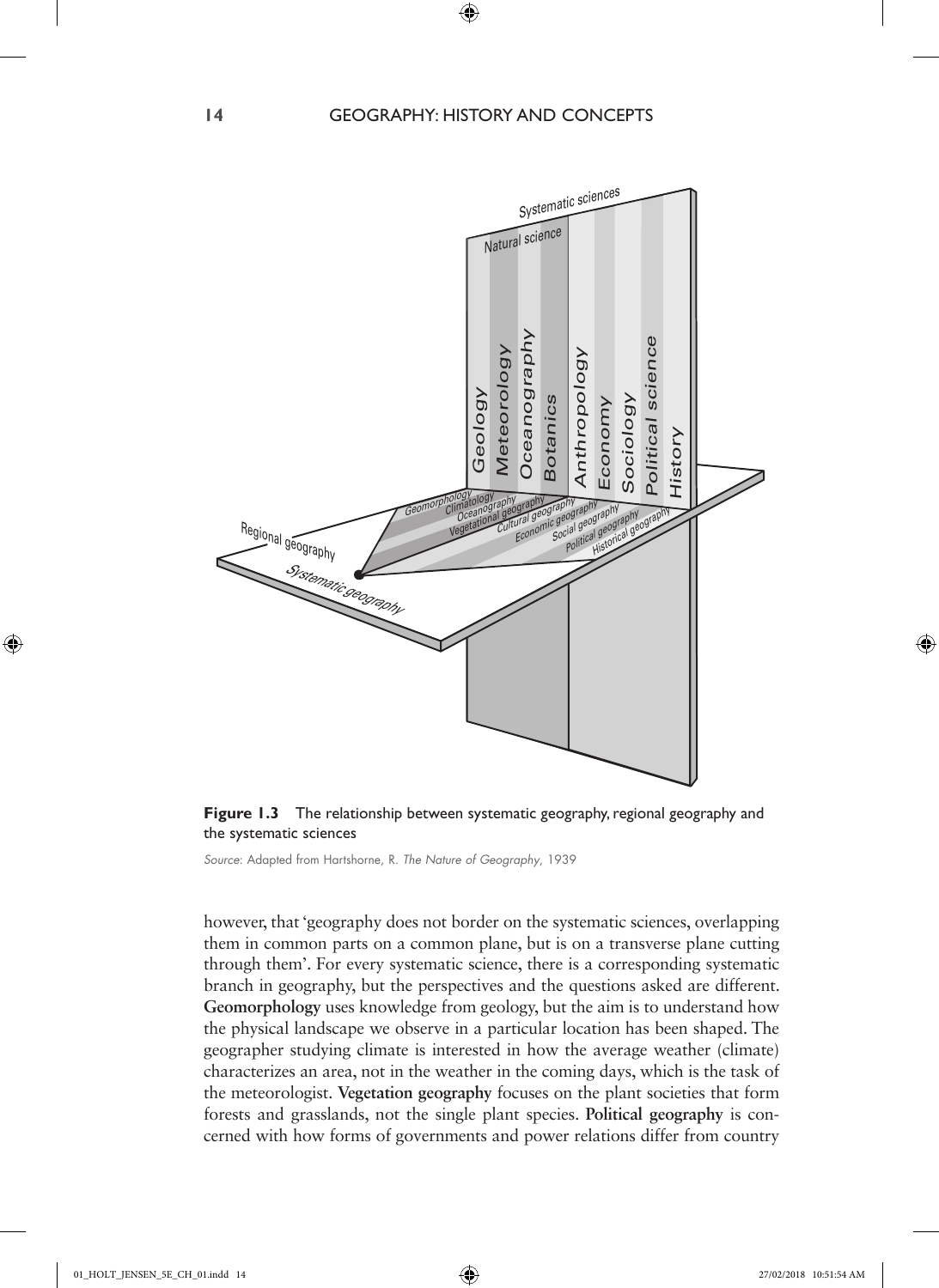**Figure 1.3** The relationship between systematic geography, regional geography and the systematic sciences

*Source:* Adapted from Hartshorne, R. *The Nature of Geography*, 1939

however, that 'geography does not border on the systematic sciences, overlapping them in common parts on a common plane, but is on a transverse plane cutting through them'. For every systematic science, there is a corresponding systematic branch in geography, but the perspectives and the questions asked are different. **Geomorphology** uses knowledge from geology, but the aim is to understand how the physical landscape we observe in a particular location has been shaped. The geographer studying climate is interested in how the average weather (climate) characterizes an area, not in the weather in the coming days, which is the task of the meteorologist. **Vegetation geography** focuses on the plant societies that form forests and grasslands, not the single plant species. **Political geography** is concerned with how forms of governments and power relations differ from country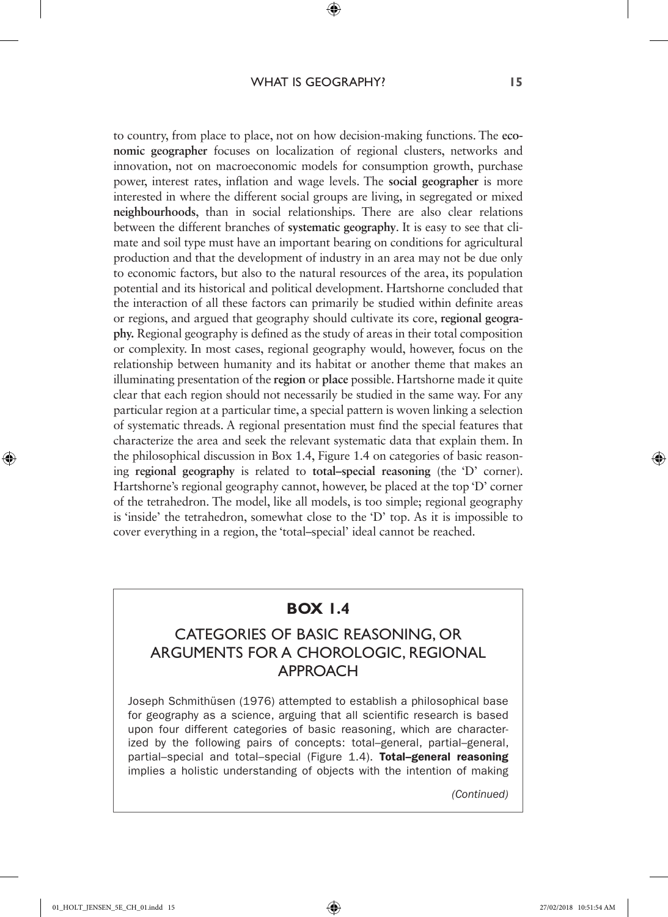to country, from place to place, not on how decision-making functions. The **economic geographer** focuses on localization of regional clusters, networks and innovation, not on macroeconomic models for consumption growth, purchase power, interest rates, inflation and wage levels. The **social geographer** is more interested in where the different social groups are living, in segregated or mixed **neighbourhoods**, than in social relationships. There are also clear relations between the different branches of **systematic geography**. It is easy to see that climate and soil type must have an important bearing on conditions for agricultural production and that the development of industry in an area may not be due only to economic factors, but also to the natural resources of the area, its population potential and its historical and political development. Hartshorne concluded that the interaction of all these factors can primarily be studied within definite areas or regions, and argued that geography should cultivate its core, **regional geography.** Regional geography is defined as the study of areas in their total composition or complexity. In most cases, regional geography would, however, focus on the relationship between humanity and its habitat or another theme that makes an illuminating presentation of the **region** or **place** possible. Hartshorne made it quite clear that each region should not necessarily be studied in the same way. For any particular region at a particular time, a special pattern is woven linking a selection of systematic threads. A regional presentation must find the special features that characterize the area and seek the relevant systematic data that explain them. In the philosophical discussion in Box 1.4, Figure 1.4 on categories of basic reasoning **regional geography** is related to **total–special reasoning** (the 'D' corner). Hartshorne's regional geography cannot, however, be placed at the top 'D' corner of the tetrahedron. The model, like all models, is too simple; regional geography is 'inside' the tetrahedron, somewhat close to the 'D' top. As it is impossible to cover everything in a region, the 'total–special' ideal cannot be reached.

## BOX 1.4

### CATEGORIES OF BASIC REASONING, OR ARGUMENTS FOR A CHOROLOGIC, REGIONAL APPROACH

Joseph Schmithüsen (1976) attempted to establish a philosophical base for geography as a science, arguing that all scientific research is based upon four different categories of basic reasoning, which are characterized by the following pairs of concepts: total–general, partial–general, partial–special and total–special (Figure 1.4). **Total–general reasoning** implies a holistic understanding of objects with the intention of making

*(Continued)*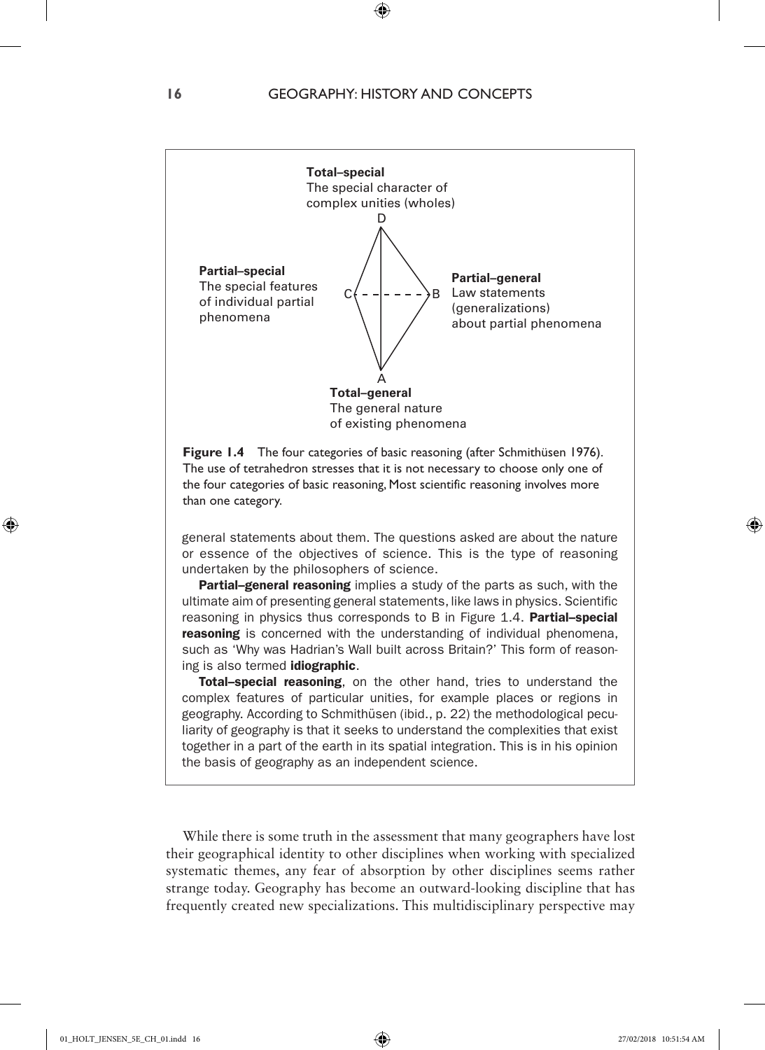**Total–special**
The special character of complex unities (wholes)

D

**Partial–special**
The special features of individual partial phenomena

C - - - - - - B

**Partial–general**
Law statements (generalizations) about partial phenomena

A

**Total–general**
The general nature of existing phenomena

**Figure 1.4** The four categories of basic reasoning (after Schmithüsen 1976). The use of tetrahedron stresses that it is not necessary to choose only one of the four categories of basic reasoning, Most scientific reasoning involves more than one category.

general statements about them. The questions asked are about the nature or essence of the objectives of science. This is the type of reasoning undertaken by the philosophers of science.

**Partial–general reasoning** implies a study of the parts as such, with the ultimate aim of presenting general statements, like laws in physics. Scientific reasoning in physics thus corresponds to B in Figure 1.4. **Partial–special reasoning** is concerned with the understanding of individual phenomena, such as 'Why was Hadrian's Wall built across Britain?' This form of reasoning is also termed **idiographic**.

**Total–special reasoning**, on the other hand, tries to understand the complex features of particular unities, for example places or regions in geography. According to Schmithüsen (ibid., p. 22) the methodological peculiarity of geography is that it seeks to understand the complexities that exist together in a part of the earth in its spatial integration. This is in his opinion the basis of geography as an independent science.

While there is some truth in the assessment that many geographers have lost their geographical identity to other disciplines when working with specialized systematic themes, any fear of absorption by other disciplines seems rather strange today. Geography has become an outward-looking discipline that has frequently created new specializations. This multidisciplinary perspective may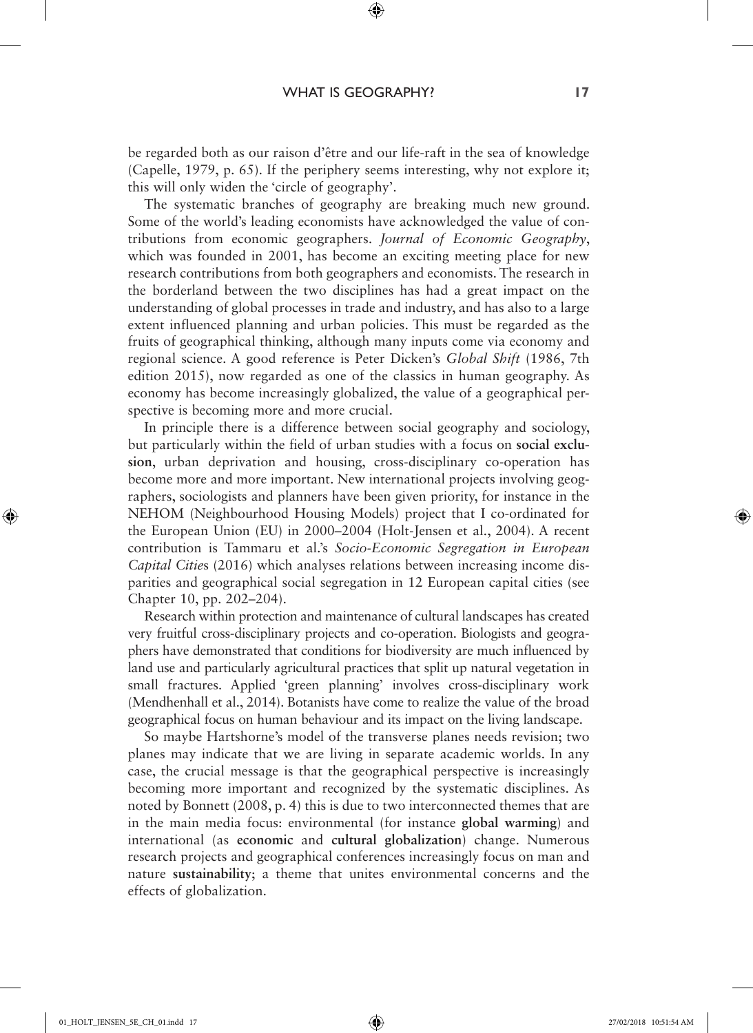be regarded both as our raison d'être and our life-raft in the sea of knowledge (Capelle, 1979, p. 65). If the periphery seems interesting, why not explore it; this will only widen the 'circle of geography'.

The systematic branches of geography are breaking much new ground. Some of the world's leading economists have acknowledged the value of contributions from economic geographers. *Journal of Economic Geography*, which was founded in 2001, has become an exciting meeting place for new research contributions from both geographers and economists. The research in the borderland between the two disciplines has had a great impact on the understanding of global processes in trade and industry, and has also to a large extent influenced planning and urban policies. This must be regarded as the fruits of geographical thinking, although many inputs come via economy and regional science. A good reference is Peter Dicken's *Global Shift* (1986, 7th edition 2015), now regarded as one of the classics in human geography. As economy has become increasingly globalized, the value of a geographical perspective is becoming more and more crucial.

In principle there is a difference between social geography and sociology, but particularly within the field of urban studies with a focus on **social exclusion**, urban deprivation and housing, cross-disciplinary co-operation has become more and more important. New international projects involving geographers, sociologists and planners have been given priority, for instance in the NEHOM (Neighbourhood Housing Models) project that I co-ordinated for the European Union (EU) in 2000–2004 (Holt-Jensen et al., 2004). A recent contribution is Tammaru et al.'s *Socio-Economic Segregation in European Capital Cities* (2016) which analyses relations between increasing income disparities and geographical social segregation in 12 European capital cities (see Chapter 10, pp. 202–204).

Research within protection and maintenance of cultural landscapes has created very fruitful cross-disciplinary projects and co-operation. Biologists and geographers have demonstrated that conditions for biodiversity are much influenced by land use and particularly agricultural practices that split up natural vegetation in small fractures. Applied 'green planning' involves cross-disciplinary work (Mendhenhall et al., 2014). Botanists have come to realize the value of the broad geographical focus on human behaviour and its impact on the living landscape.

So maybe Hartshorne's model of the transverse planes needs revision; two planes may indicate that we are living in separate academic worlds. In any case, the crucial message is that the geographical perspective is increasingly becoming more important and recognized by the systematic disciplines. As noted by Bonnett (2008, p. 4) this is due to two interconnected themes that are in the main media focus: environmental (for instance **global warming**) and international (as **economic** and **cultural globalization**) change. Numerous research projects and geographical conferences increasingly focus on man and nature **sustainability**; a theme that unites environmental concerns and the effects of globalization.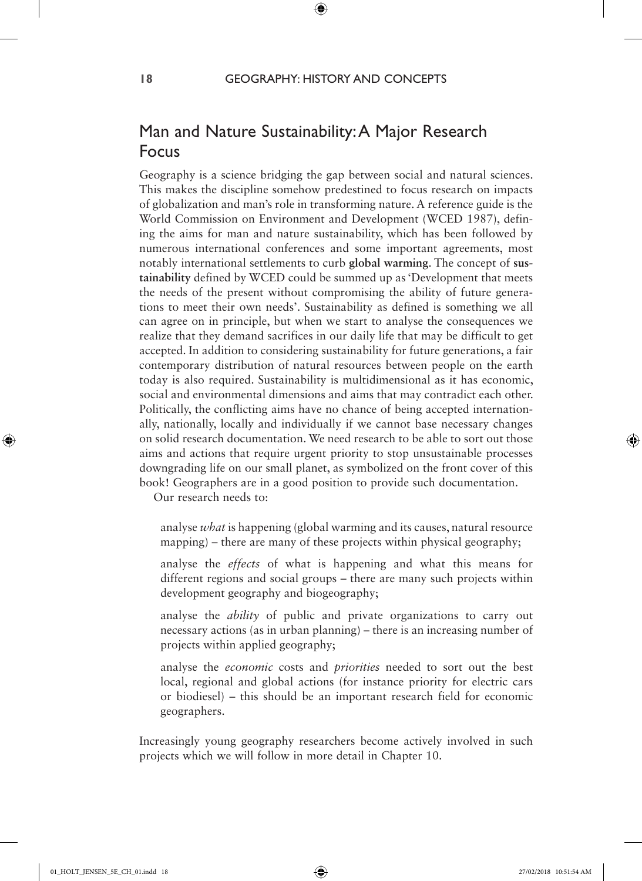## Man and Nature Sustainability: A Major Research Focus

Geography is a science bridging the gap between social and natural sciences. This makes the discipline somehow predestined to focus research on impacts of globalization and man's role in transforming nature. A reference guide is the World Commission on Environment and Development (WCED 1987), defining the aims for man and nature sustainability, which has been followed by numerous international conferences and some important agreements, most notably international settlements to curb **global warming**. The concept of **sustainability** defined by WCED could be summed up as 'Development that meets the needs of the present without compromising the ability of future generations to meet their own needs'. Sustainability as defined is something we all can agree on in principle, but when we start to analyse the consequences we realize that they demand sacrifices in our daily life that may be difficult to get accepted. In addition to considering sustainability for future generations, a fair contemporary distribution of natural resources between people on the earth today is also required. Sustainability is multidimensional as it has economic, social and environmental dimensions and aims that may contradict each other. Politically, the conflicting aims have no chance of being accepted internationally, nationally, locally and individually if we cannot base necessary changes on solid research documentation. We need research to be able to sort out those aims and actions that require urgent priority to stop unsustainable processes downgrading life on our small planet, as symbolized on the front cover of this book! Geographers are in a good position to provide such documentation.

Our research needs to:

- analyse *what* is happening (global warming and its causes, natural resource mapping) – there are many of these projects within physical geography;
- analyse the *effects* of what is happening and what this means for different regions and social groups – there are many such projects within development geography and biogeography;
- analyse the *ability* of public and private organizations to carry out necessary actions (as in urban planning) – there is an increasing number of projects within applied geography;
- analyse the *economic* costs and *priorities* needed to sort out the best local, regional and global actions (for instance priority for electric cars or biodiesel) – this should be an important research field for economic geographers.

Increasingly young geography researchers become actively involved in such projects which we will follow in more detail in Chapter 10.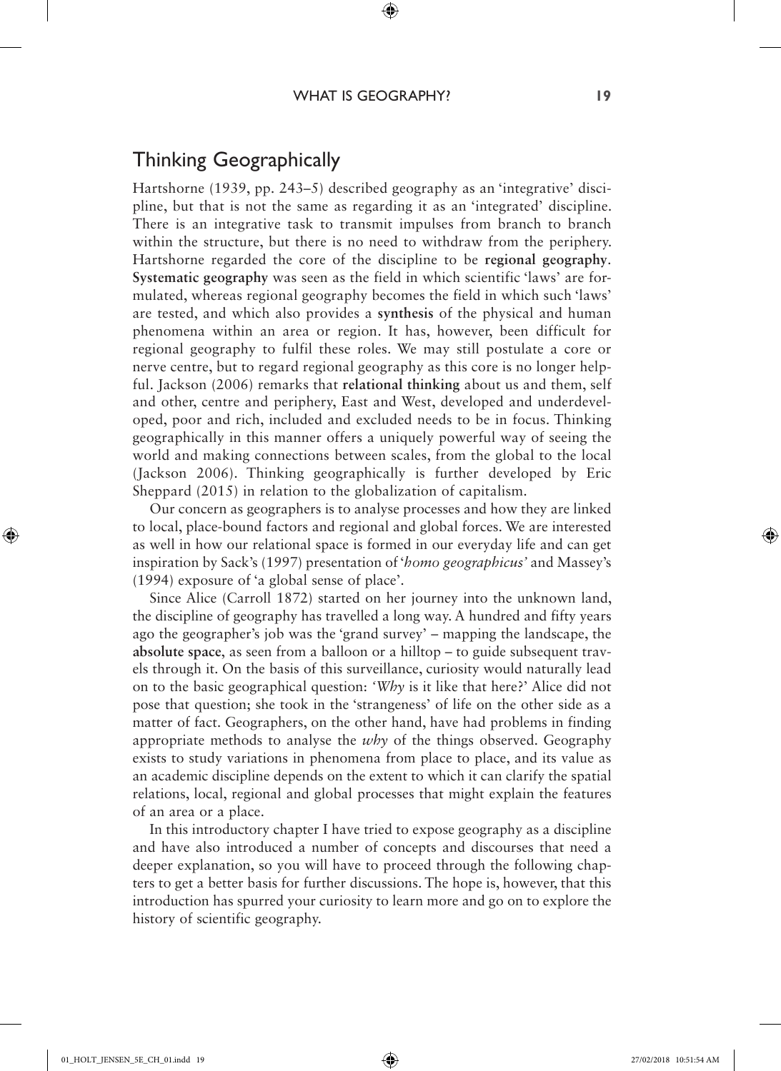## Thinking Geographically

Hartshorne (1939, pp. 243–5) described geography as an 'integrative' discipline, but that is not the same as regarding it as an 'integrated' discipline. There is an integrative task to transmit impulses from branch to branch within the structure, but there is no need to withdraw from the periphery. Hartshorne regarded the core of the discipline to be **regional geography**. **Systematic geography** was seen as the field in which scientific 'laws' are formulated, whereas regional geography becomes the field in which such 'laws' are tested, and which also provides a **synthesis** of the physical and human phenomena within an area or region. It has, however, been difficult for regional geography to fulfil these roles. We may still postulate a core or nerve centre, but to regard regional geography as this core is no longer helpful. Jackson (2006) remarks that **relational thinking** about us and them, self and other, centre and periphery, East and West, developed and underdeveloped, poor and rich, included and excluded needs to be in focus. Thinking geographically in this manner offers a uniquely powerful way of seeing the world and making connections between scales, from the global to the local (Jackson 2006). Thinking geographically is further developed by Eric Sheppard (2015) in relation to the globalization of capitalism.

Our concern as geographers is to analyse processes and how they are linked to local, place-bound factors and regional and global forces. We are interested as well in how our relational space is formed in our everyday life and can get inspiration by Sack's (1997) presentation of '*homo geographicus*' and Massey's (1994) exposure of 'a global sense of place'.

Since Alice (Carroll 1872) started on her journey into the unknown land, the discipline of geography has travelled a long way. A hundred and fifty years ago the geographer's job was the 'grand survey' – mapping the landscape, the **absolute space**, as seen from a balloon or a hilltop – to guide subsequent travels through it. On the basis of this surveillance, curiosity would naturally lead on to the basic geographical question: '*Why* is it like that here?' Alice did not pose that question; she took in the 'strangeness' of life on the other side as a matter of fact. Geographers, on the other hand, have had problems in finding appropriate methods to analyse the *why* of the things observed. Geography exists to study variations in phenomena from place to place, and its value as an academic discipline depends on the extent to which it can clarify the spatial relations, local, regional and global processes that might explain the features of an area or a place.

In this introductory chapter I have tried to expose geography as a discipline and have also introduced a number of concepts and discourses that need a deeper explanation, so you will have to proceed through the following chapters to get a better basis for further discussions. The hope is, however, that this introduction has spurred your curiosity to learn more and go on to explore the history of scientific geography.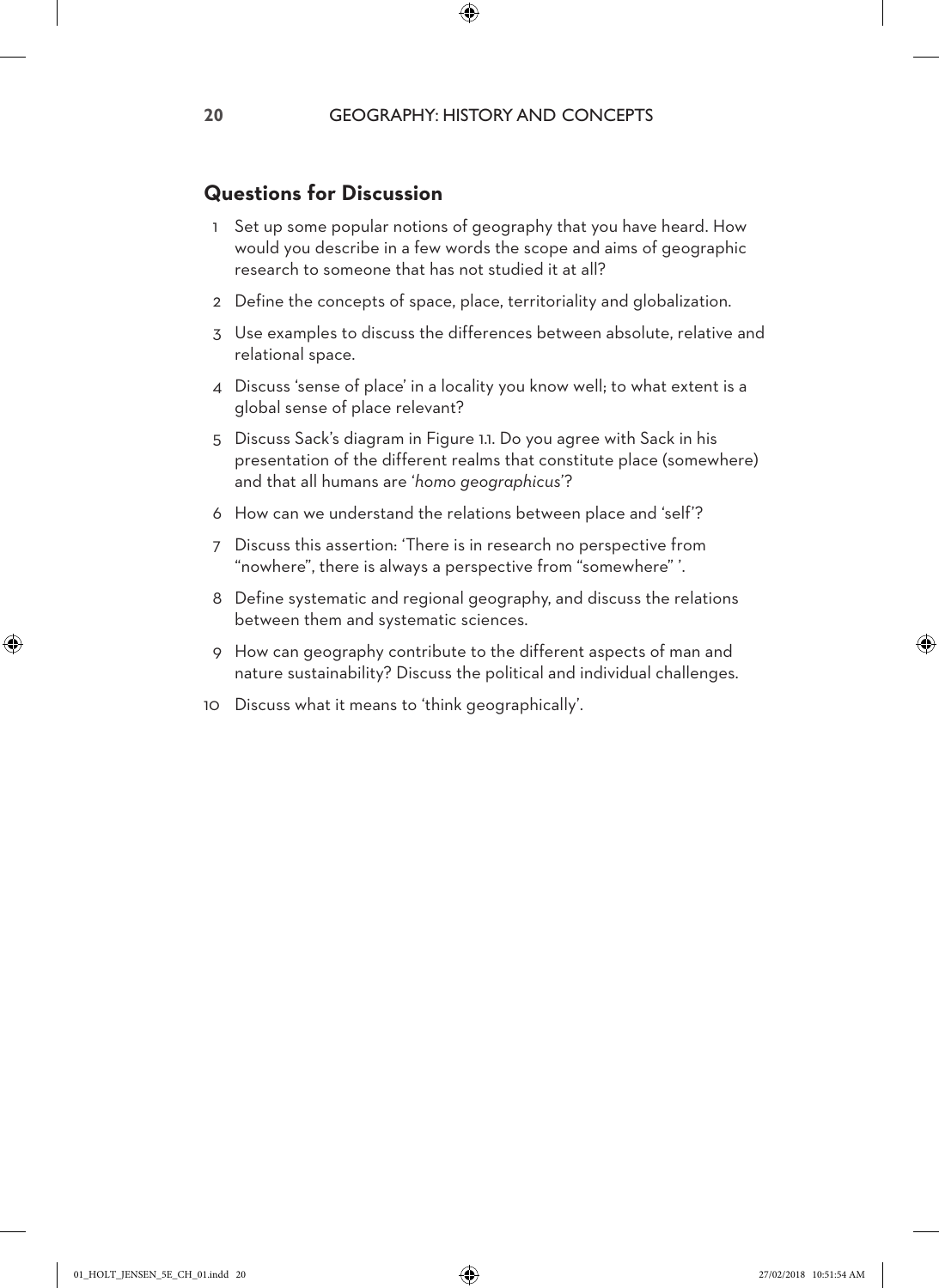## Questions for Discussion

1. Set up some popular notions of geography that you have heard. How would you describe in a few words the scope and aims of geographic research to someone that has not studied it at all?
2. Define the concepts of space, place, territoriality and globalization.
3. Use examples to discuss the differences between absolute, relative and relational space.
4. Discuss 'sense of place' in a locality you know well; to what extent is a global sense of place relevant?
5. Discuss Sack's diagram in Figure 1.1. Do you agree with Sack in his presentation of the different realms that constitute place (somewhere) and that all humans are '*homo geographicus*'?
6. How can we understand the relations between place and 'self'?
7. Discuss this assertion: 'There is in research no perspective from "nowhere", there is always a perspective from "somewhere" '.
8. Define systematic and regional geography, and discuss the relations between them and systematic sciences.
9. How can geography contribute to the different aspects of man and nature sustainability? Discuss the political and individual challenges.
10. Discuss what it means to 'think geographically'.